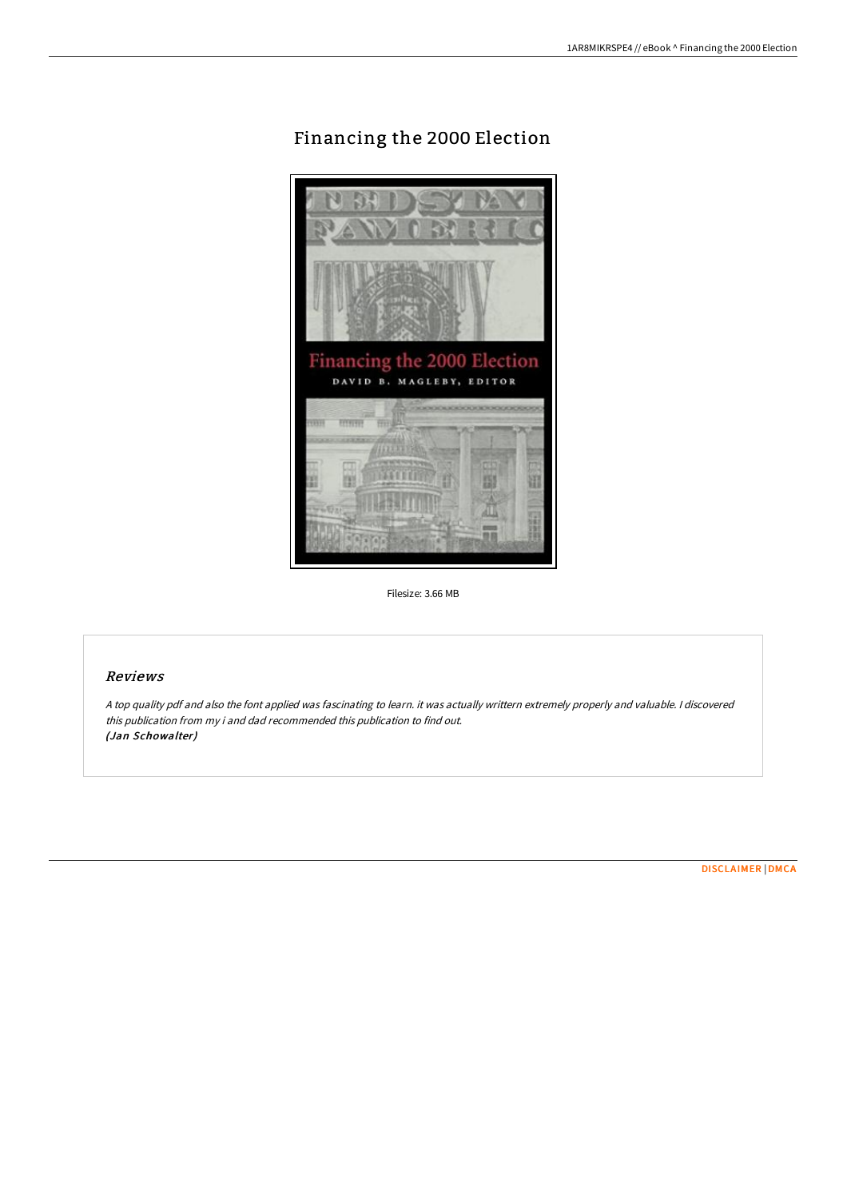# Financing the 2000 Election

Filesize: 3.66 MB

## *Reviews*

*A top quality pdf and also the font applied was fascinating to learn. it was actually writtern extremely properly and valuable. I discovered this publication from my i and dad recommended this publication to find out.*
***(Jan Schowalter)***

DISCLAIMER | DMCA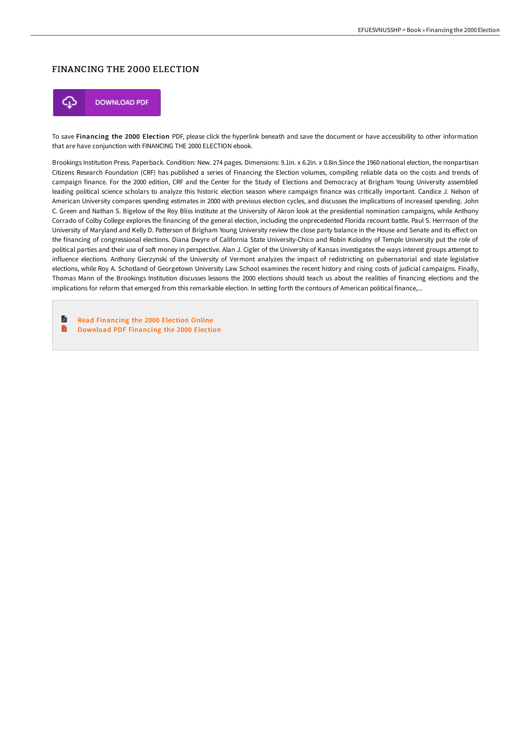## FINANCING THE 2000 ELECTION

DOWNLOAD PDF

To save **Financing the 2000 Election** PDF, please click the hyperlink beneath and save the document or have accessibility to other information that are have conjunction with FINANCING THE 2000 ELECTION ebook.

Brookings Institution Press. Paperback. Condition: New. 274 pages. Dimensions: 9.1in. x 6.2in. x 0.8in.Since the 1960 national election, the nonpartisan Citizens Research Foundation (CRF) has published a series of Financing the Election volumes, compiling reliable data on the costs and trends of campaign finance. For the 2000 edition, CRF and the Center for the Study of Elections and Democracy at Brigham Young University assembled leading political science scholars to analyze this historic election season where campaign finance was critically important. Candice J. Nelson of American University compares spending estimates in 2000 with previous election cycles, and discusses the implications of increased spending. John C. Green and Nathan S. Bigelow of the Roy Bliss Institute at the University of Akron look at the presidential nomination campaigns, while Anthony Corrado of Colby College explores the financing of the general election, including the unprecedented Florida recount battle. Paul S. Herrnson of the University of Maryland and Kelly D. Patterson of Brigham Young University review the close party balance in the House and Senate and its effect on the financing of congressional elections. Diana Dwyre of California State University-Chico and Robin Kolodny of Temple University put the role of political parties and their use of soft money in perspective. Alan J. Cigler of the University of Kansas investigates the ways interest groups attempt to influence elections. Anthony Gierzynski of the University of Vermont analyzes the impact of redistricting on gubernatorial and state legislative elections, while Roy A. Schotland of Georgetown University Law School examines the recent history and rising costs of judicial campaigns. Finally, Thomas Mann of the Brookings Institution discusses lessons the 2000 elections should teach us about the realities of financing elections and the implications for reform that emerged from this remarkable election. In setting forth the contours of American political finance,...

- Read Financing the 2000 Election Online
- Download PDF Financing the 2000 Election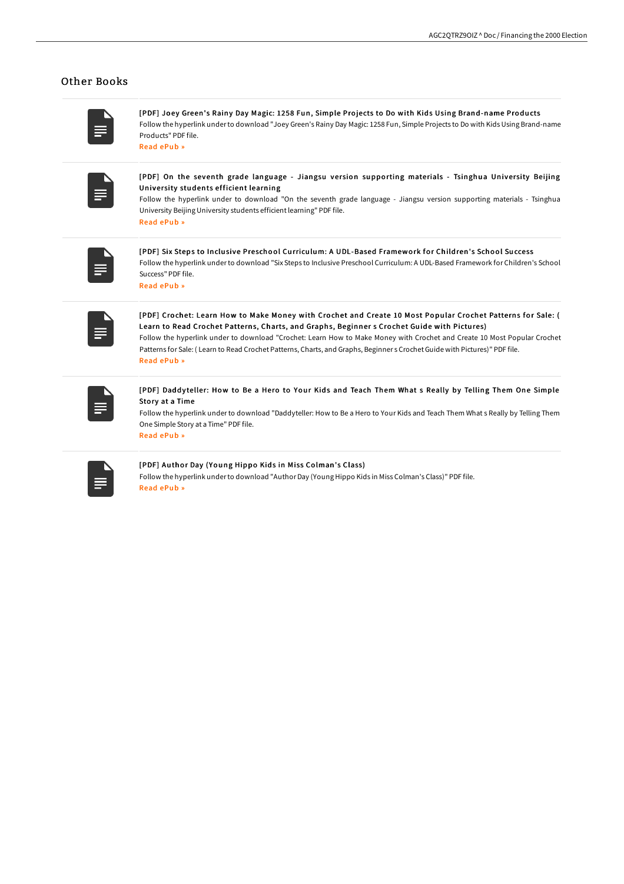## Other Books

**[PDF] Joey Green's Rainy Day Magic: 1258 Fun, Simple Projects to Do with Kids Using Brand-name Products**

Follow the hyperlink under to download "Joey Green's Rainy Day Magic: 1258 Fun, Simple Projects to Do with Kids Using Brand-name Products" PDF file.

Read ePub »

**[PDF] On the seventh grade language - Jiangsu version supporting materials - Tsinghua University Beijing University students efficient learning**

Follow the hyperlink under to download "On the seventh grade language - Jiangsu version supporting materials - Tsinghua University Beijing University students efficient learning" PDF file.

Read ePub »

**[PDF] Six Steps to Inclusive Preschool Curriculum: A UDL-Based Framework for Children's School Success**

Follow the hyperlink under to download "Six Steps to Inclusive Preschool Curriculum: A UDL-Based Framework for Children's School Success" PDF file.

Read ePub »

**[PDF] Crochet: Learn How to Make Money with Crochet and Create 10 Most Popular Crochet Patterns for Sale: ( Learn to Read Crochet Patterns, Charts, and Graphs, Beginner s Crochet Guide with Pictures)**

Follow the hyperlink under to download "Crochet: Learn How to Make Money with Crochet and Create 10 Most Popular Crochet Patterns for Sale: ( Learn to Read Crochet Patterns, Charts, and Graphs, Beginner s Crochet Guide with Pictures)" PDF file.

Read ePub »

**[PDF] Daddyteller: How to Be a Hero to Your Kids and Teach Them What s Really by Telling Them One Simple Story at a Time**

Follow the hyperlink under to download "Daddyteller: How to Be a Hero to Your Kids and Teach Them What s Really by Telling Them One Simple Story at a Time" PDF file.

Read ePub »

**[PDF] Author Day (Young Hippo Kids in Miss Colman's Class)**

Follow the hyperlink under to download "Author Day (Young Hippo Kids in Miss Colman's Class)" PDF file.

Read ePub »